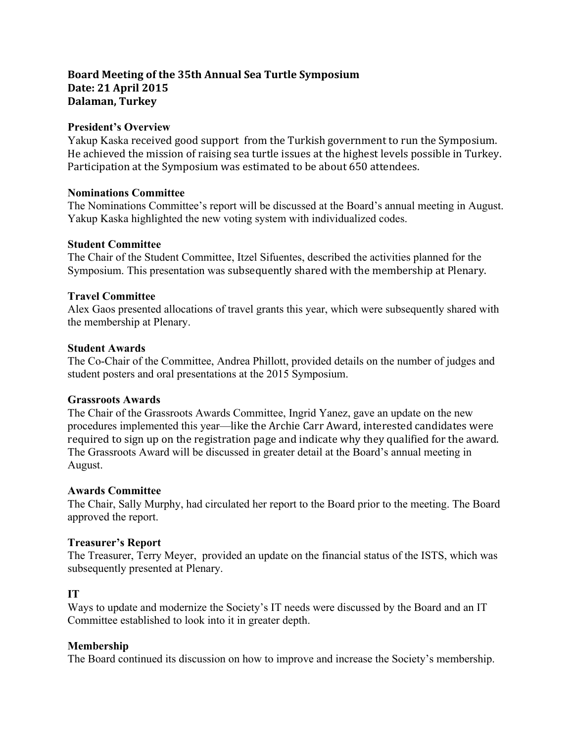**Board Meeting of the 35th Annual Sea Turtle Symposium**
**Date: 21 April 2015**
**Dalaman, Turkey**

**President's Overview**

Yakup Kaska received good support from the Turkish government to run the Symposium. He achieved the mission of raising sea turtle issues at the highest levels possible in Turkey. Participation at the Symposium was estimated to be about 650 attendees.

**Nominations Committee**

The Nominations Committee's report will be discussed at the Board's annual meeting in August. Yakup Kaska highlighted the new voting system with individualized codes.

**Student Committee**

The Chair of the Student Committee, Itzel Sifuentes, described the activities planned for the Symposium. This presentation was subsequently shared with the membership at Plenary.

**Travel Committee**

Alex Gaos presented allocations of travel grants this year, which were subsequently shared with the membership at Plenary.

**Student Awards**

The Co-Chair of the Committee, Andrea Phillott, provided details on the number of judges and student posters and oral presentations at the 2015 Symposium.

**Grassroots Awards**

The Chair of the Grassroots Awards Committee, Ingrid Yanez, gave an update on the new procedures implemented this year—like the Archie Carr Award, interested candidates were required to sign up on the registration page and indicate why they qualified for the award. The Grassroots Award will be discussed in greater detail at the Board's annual meeting in August.

**Awards Committee**

The Chair, Sally Murphy, had circulated her report to the Board prior to the meeting. The Board approved the report.

**Treasurer's Report**

The Treasurer, Terry Meyer, provided an update on the financial status of the ISTS, which was subsequently presented at Plenary.

**IT**

Ways to update and modernize the Society's IT needs were discussed by the Board and an IT Committee established to look into it in greater depth.

**Membership**

The Board continued its discussion on how to improve and increase the Society's membership.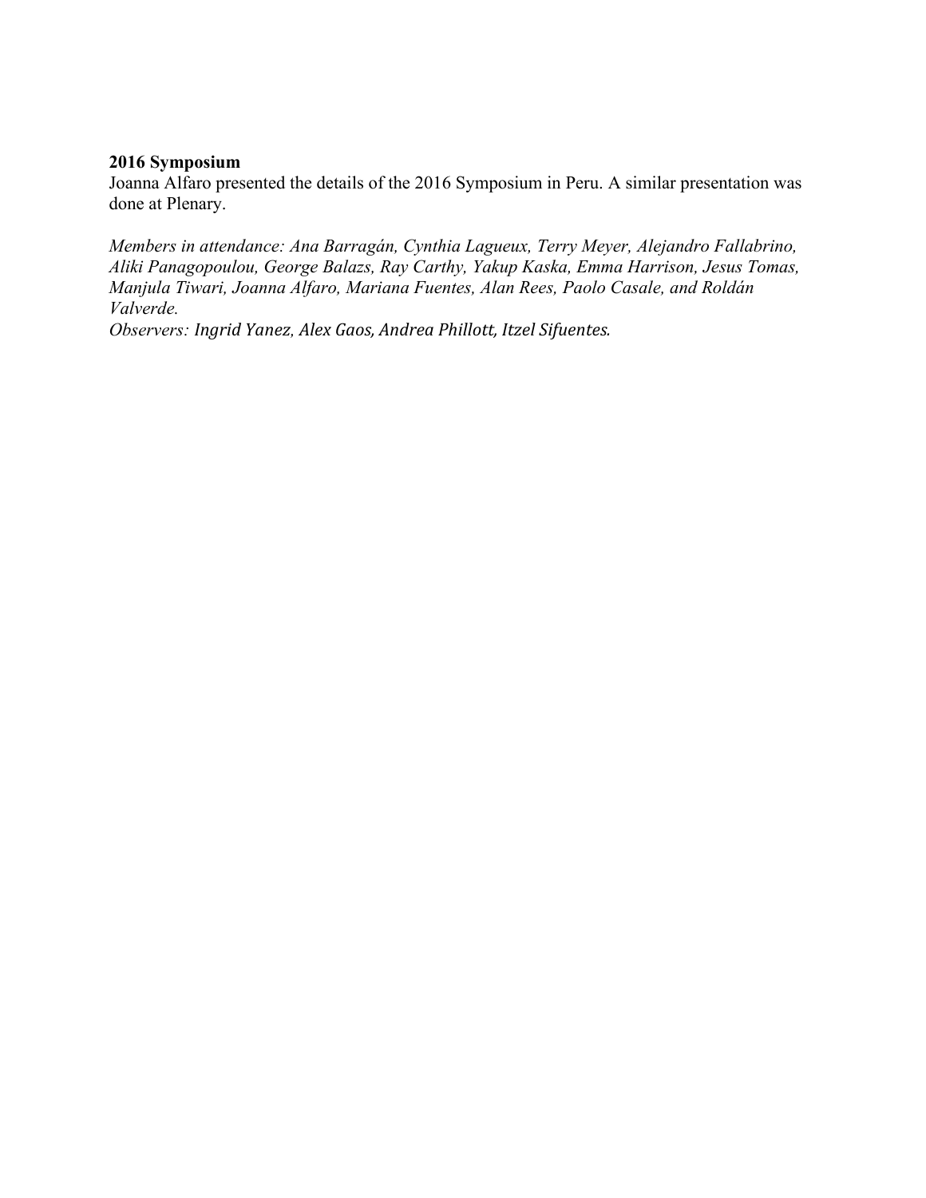**2016 Symposium**

Joanna Alfaro presented the details of the 2016 Symposium in Peru. A similar presentation was done at Plenary.

*Members in attendance: Ana Barragán, Cynthia Lagueux, Terry Meyer, Alejandro Fallabrino, Aliki Panagopoulou, George Balazs, Ray Carthy, Yakup Kaska, Emma Harrison, Jesus Tomas, Manjula Tiwari, Joanna Alfaro, Mariana Fuentes, Alan Rees, Paolo Casale, and Roldán Valverde.*

*Observers: Ingrid Yanez, Alex Gaos, Andrea Phillott, Itzel Sifuentes.*